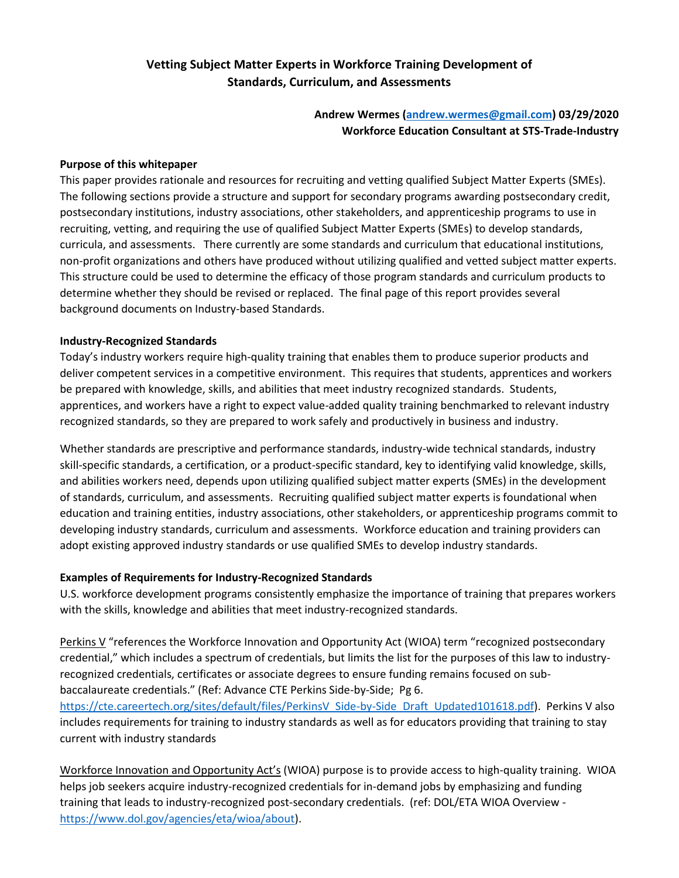# Vetting Subject Matter Experts in Workforce Training Development of Standards, Curriculum, and Assessments

**Andrew Wermes (andrew.wermes@gmail.com) 03/29/2020**
**Workforce Education Consultant at STS-Trade-Industry**

**Purpose of this whitepaper**

This paper provides rationale and resources for recruiting and vetting qualified Subject Matter Experts (SMEs). The following sections provide a structure and support for secondary programs awarding postsecondary credit, postsecondary institutions, industry associations, other stakeholders, and apprenticeship programs to use in recruiting, vetting, and requiring the use of qualified Subject Matter Experts (SMEs) to develop standards, curricula, and assessments. There currently are some standards and curriculum that educational institutions, non-profit organizations and others have produced without utilizing qualified and vetted subject matter experts. This structure could be used to determine the efficacy of those program standards and curriculum products to determine whether they should be revised or replaced. The final page of this report provides several background documents on Industry-based Standards.

**Industry-Recognized Standards**

Today's industry workers require high-quality training that enables them to produce superior products and deliver competent services in a competitive environment. This requires that students, apprentices and workers be prepared with knowledge, skills, and abilities that meet industry recognized standards. Students, apprentices, and workers have a right to expect value-added quality training benchmarked to relevant industry recognized standards, so they are prepared to work safely and productively in business and industry.

Whether standards are prescriptive and performance standards, industry-wide technical standards, industry skill-specific standards, a certification, or a product-specific standard, key to identifying valid knowledge, skills, and abilities workers need, depends upon utilizing qualified subject matter experts (SMEs) in the development of standards, curriculum, and assessments. Recruiting qualified subject matter experts is foundational when education and training entities, industry associations, other stakeholders, or apprenticeship programs commit to developing industry standards, curriculum and assessments. Workforce education and training providers can adopt existing approved industry standards or use qualified SMEs to develop industry standards.

**Examples of Requirements for Industry-Recognized Standards**

U.S. workforce development programs consistently emphasize the importance of training that prepares workers with the skills, knowledge and abilities that meet industry-recognized standards.

Perkins V "references the Workforce Innovation and Opportunity Act (WIOA) term "recognized postsecondary credential," which includes a spectrum of credentials, but limits the list for the purposes of this law to industry-recognized credentials, certificates or associate degrees to ensure funding remains focused on sub-baccalaureate credentials." (Ref: Advance CTE Perkins Side-by-Side; Pg 6. https://cte.careertech.org/sites/default/files/PerkinsV_Side-by-Side_Draft_Updated101618.pdf). Perkins V also includes requirements for training to industry standards as well as for educators providing that training to stay current with industry standards

Workforce Innovation and Opportunity Act's (WIOA) purpose is to provide access to high-quality training. WIOA helps job seekers acquire industry-recognized credentials for in-demand jobs by emphasizing and funding training that leads to industry-recognized post-secondary credentials. (ref: DOL/ETA WIOA Overview - https://www.dol.gov/agencies/eta/wioa/about).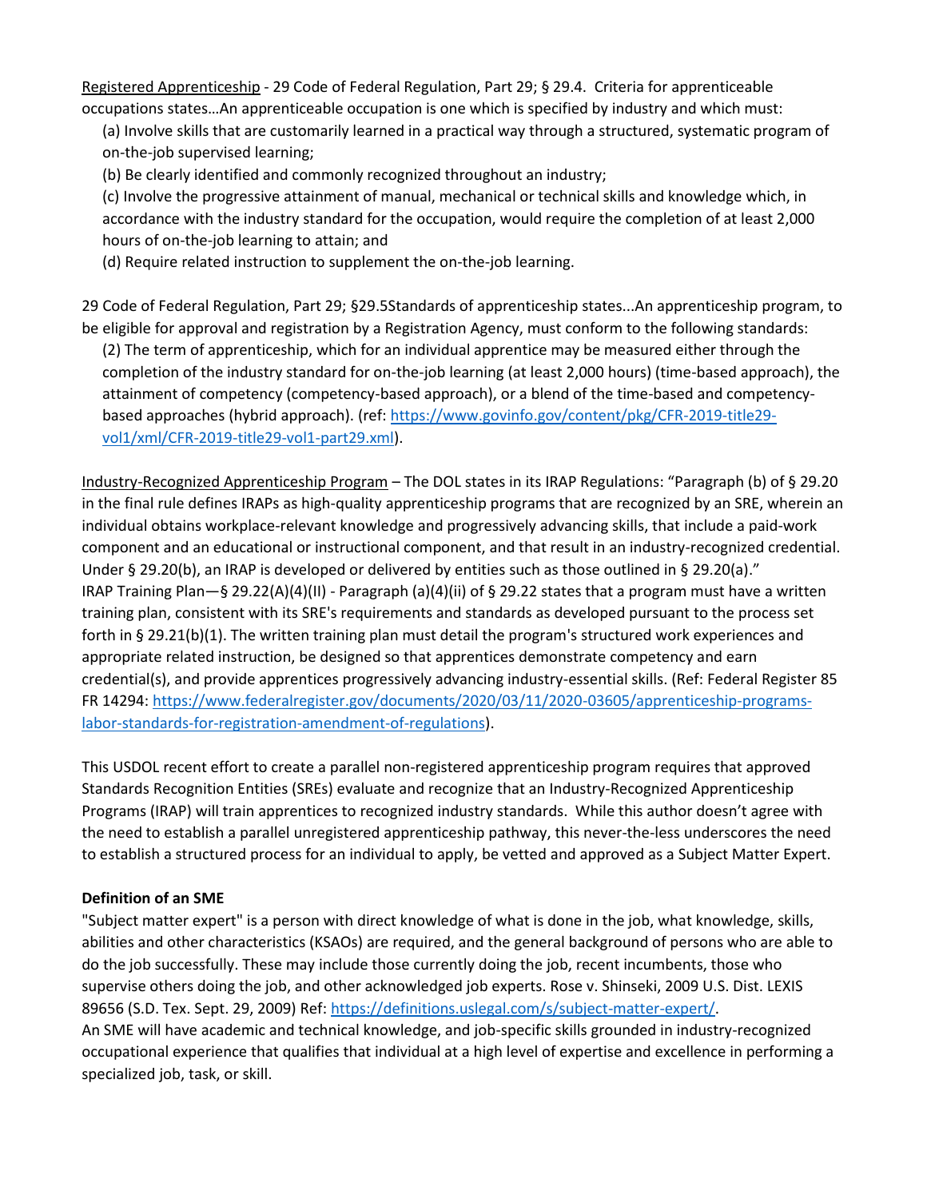Registered Apprenticeship - 29 Code of Federal Regulation, Part 29; § 29.4. Criteria for apprenticeable occupations states…An apprenticeable occupation is one which is specified by industry and which must:

(a) Involve skills that are customarily learned in a practical way through a structured, systematic program of on-the-job supervised learning;

(b) Be clearly identified and commonly recognized throughout an industry;

(c) Involve the progressive attainment of manual, mechanical or technical skills and knowledge which, in accordance with the industry standard for the occupation, would require the completion of at least 2,000 hours of on-the-job learning to attain; and

(d) Require related instruction to supplement the on-the-job learning.

29 Code of Federal Regulation, Part 29; §29.5Standards of apprenticeship states...An apprenticeship program, to be eligible for approval and registration by a Registration Agency, must conform to the following standards:

(2) The term of apprenticeship, which for an individual apprentice may be measured either through the completion of the industry standard for on-the-job learning (at least 2,000 hours) (time-based approach), the attainment of competency (competency-based approach), or a blend of the time-based and competency-based approaches (hybrid approach). (ref: https://www.govinfo.gov/content/pkg/CFR-2019-title29-vol1/xml/CFR-2019-title29-vol1-part29.xml).

Industry-Recognized Apprenticeship Program – The DOL states in its IRAP Regulations: "Paragraph (b) of § 29.20 in the final rule defines IRAPs as high-quality apprenticeship programs that are recognized by an SRE, wherein an individual obtains workplace-relevant knowledge and progressively advancing skills, that include a paid-work component and an educational or instructional component, and that result in an industry-recognized credential. Under § 29.20(b), an IRAP is developed or delivered by entities such as those outlined in § 29.20(a)."
IRAP Training Plan—§ 29.22(A)(4)(II) - Paragraph (a)(4)(ii) of § 29.22 states that a program must have a written training plan, consistent with its SRE's requirements and standards as developed pursuant to the process set forth in § 29.21(b)(1). The written training plan must detail the program's structured work experiences and appropriate related instruction, be designed so that apprentices demonstrate competency and earn credential(s), and provide apprentices progressively advancing industry-essential skills. (Ref: Federal Register 85 FR 14294: https://www.federalregister.gov/documents/2020/03/11/2020-03605/apprenticeship-programs-labor-standards-for-registration-amendment-of-regulations).

This USDOL recent effort to create a parallel non-registered apprenticeship program requires that approved Standards Recognition Entities (SREs) evaluate and recognize that an Industry-Recognized Apprenticeship Programs (IRAP) will train apprentices to recognized industry standards. While this author doesn't agree with the need to establish a parallel unregistered apprenticeship pathway, this never-the-less underscores the need to establish a structured process for an individual to apply, be vetted and approved as a Subject Matter Expert.

**Definition of an SME**

"Subject matter expert" is a person with direct knowledge of what is done in the job, what knowledge, skills, abilities and other characteristics (KSAOs) are required, and the general background of persons who are able to do the job successfully. These may include those currently doing the job, recent incumbents, those who supervise others doing the job, and other acknowledged job experts. Rose v. Shinseki, 2009 U.S. Dist. LEXIS 89656 (S.D. Tex. Sept. 29, 2009) Ref: https://definitions.uslegal.com/s/subject-matter-expert/.
An SME will have academic and technical knowledge, and job-specific skills grounded in industry-recognized occupational experience that qualifies that individual at a high level of expertise and excellence in performing a specialized job, task, or skill.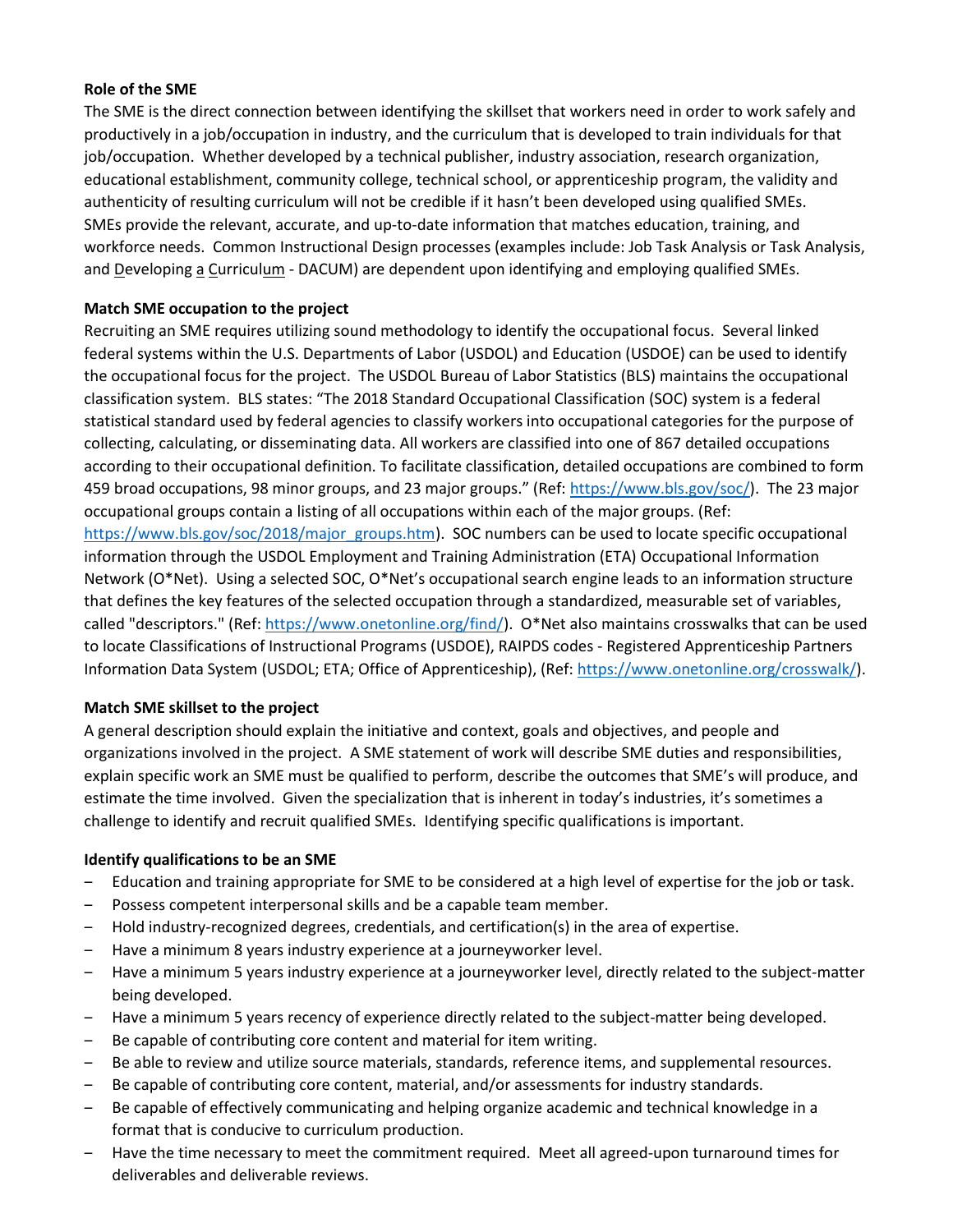**Role of the SME**

The SME is the direct connection between identifying the skillset that workers need in order to work safely and productively in a job/occupation in industry, and the curriculum that is developed to train individuals for that job/occupation. Whether developed by a technical publisher, industry association, research organization, educational establishment, community college, technical school, or apprenticeship program, the validity and authenticity of resulting curriculum will not be credible if it hasn't been developed using qualified SMEs. SMEs provide the relevant, accurate, and up-to-date information that matches education, training, and workforce needs. Common Instructional Design processes (examples include: Job Task Analysis or Task Analysis, and Developing a Curriculum - DACUM) are dependent upon identifying and employing qualified SMEs.

**Match SME occupation to the project**

Recruiting an SME requires utilizing sound methodology to identify the occupational focus. Several linked federal systems within the U.S. Departments of Labor (USDOL) and Education (USDOE) can be used to identify the occupational focus for the project. The USDOL Bureau of Labor Statistics (BLS) maintains the occupational classification system. BLS states: "The 2018 Standard Occupational Classification (SOC) system is a federal statistical standard used by federal agencies to classify workers into occupational categories for the purpose of collecting, calculating, or disseminating data. All workers are classified into one of 867 detailed occupations according to their occupational definition. To facilitate classification, detailed occupations are combined to form 459 broad occupations, 98 minor groups, and 23 major groups." (Ref: https://www.bls.gov/soc/). The 23 major occupational groups contain a listing of all occupations within each of the major groups. (Ref: https://www.bls.gov/soc/2018/major_groups.htm). SOC numbers can be used to locate specific occupational information through the USDOL Employment and Training Administration (ETA) Occupational Information Network (O*Net). Using a selected SOC, O*Net's occupational search engine leads to an information structure that defines the key features of the selected occupation through a standardized, measurable set of variables, called "descriptors." (Ref: https://www.onetonline.org/find/). O*Net also maintains crosswalks that can be used to locate Classifications of Instructional Programs (USDOE), RAIPDS codes - Registered Apprenticeship Partners Information Data System (USDOL; ETA; Office of Apprenticeship), (Ref: https://www.onetonline.org/crosswalk/).

**Match SME skillset to the project**

A general description should explain the initiative and context, goals and objectives, and people and organizations involved in the project. A SME statement of work will describe SME duties and responsibilities, explain specific work an SME must be qualified to perform, describe the outcomes that SME's will produce, and estimate the time involved. Given the specialization that is inherent in today's industries, it's sometimes a challenge to identify and recruit qualified SMEs. Identifying specific qualifications is important.

**Identify qualifications to be an SME**

- Education and training appropriate for SME to be considered at a high level of expertise for the job or task.
- Possess competent interpersonal skills and be a capable team member.
- Hold industry-recognized degrees, credentials, and certification(s) in the area of expertise.
- Have a minimum 8 years industry experience at a journeyworker level.
- Have a minimum 5 years industry experience at a journeyworker level, directly related to the subject-matter being developed.
- Have a minimum 5 years recency of experience directly related to the subject-matter being developed.
- Be capable of contributing core content and material for item writing.
- Be able to review and utilize source materials, standards, reference items, and supplemental resources.
- Be capable of contributing core content, material, and/or assessments for industry standards.
- Be capable of effectively communicating and helping organize academic and technical knowledge in a format that is conducive to curriculum production.
- Have the time necessary to meet the commitment required. Meet all agreed-upon turnaround times for deliverables and deliverable reviews.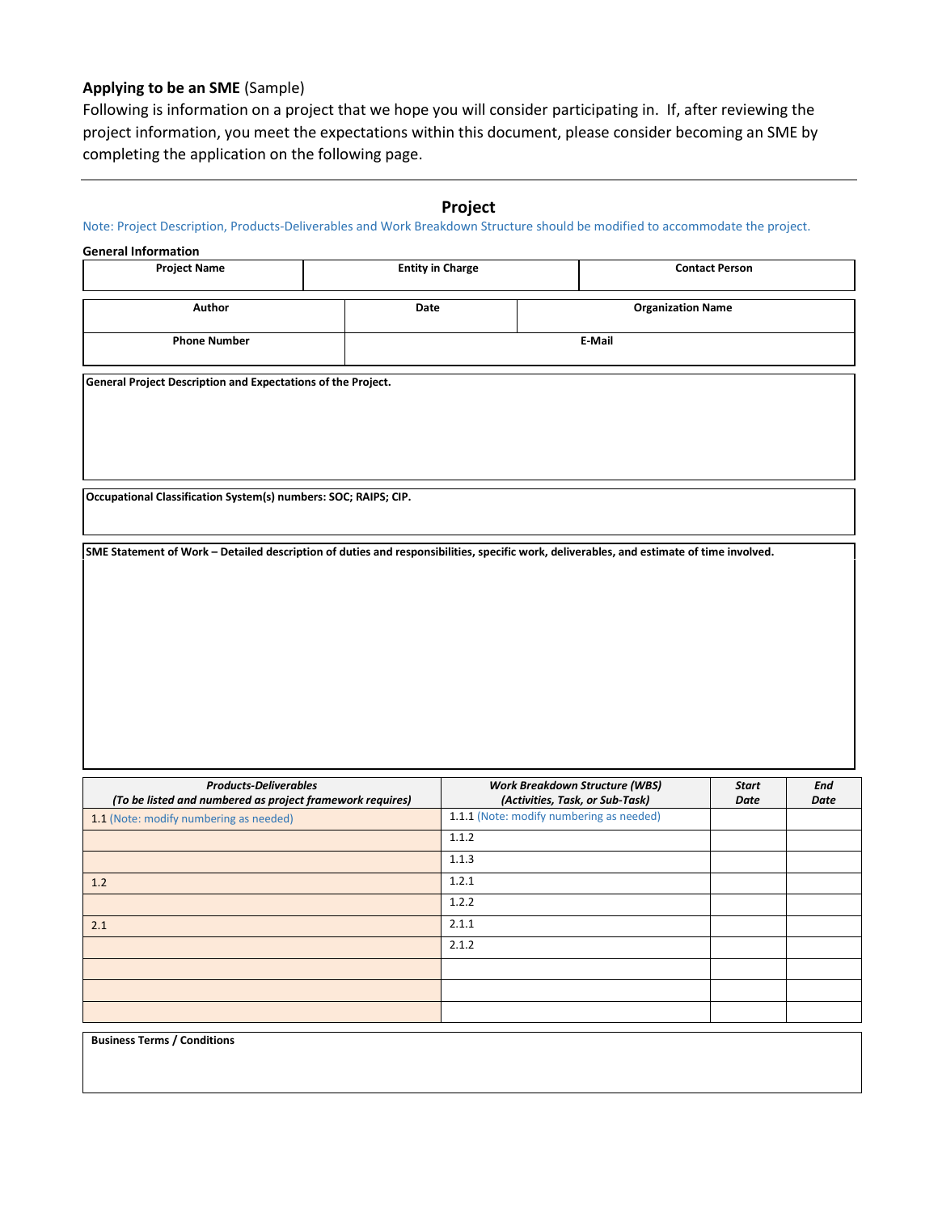**Applying to be an SME** (Sample)

Following is information on a project that we hope you will consider participating in. If, after reviewing the project information, you meet the expectations within this document, please consider becoming an SME by completing the application on the following page.

---

## Project

Note: Project Description, Products-Deliverables and Work Breakdown Structure should be modified to accommodate the project.

**General Information**

| Project Name | Entity in Charge | Contact Person |
|---|---|---|
| | | |

| Author | Date | Organization Name |
|---|---|---|
| | | |
| **Phone Number** | **E-Mail** | |
| | | |

**General Project Description and Expectations of the Project.**

**Occupational Classification System(s) numbers: SOC; RAIPS; CIP.**

**SME Statement of Work – Detailed description of duties and responsibilities, specific work, deliverables, and estimate of time involved.**

| ***Products-Deliverables*** *(To be listed and numbered as project framework requires)* | ***Work Breakdown Structure (WBS)*** *(Activities, Task, or Sub-Task)* | ***Start Date*** | ***End Date*** |
|---|---|---|---|
| 1.1 (Note: modify numbering as needed) | 1.1.1 (Note: modify numbering as needed) | | |
| | 1.1.2 | | |
| | 1.1.3 | | |
| 1.2 | 1.2.1 | | |
| | 1.2.2 | | |
| 2.1 | 2.1.1 | | |
| | 2.1.2 | | |
| | | | |
| | | | |
| | | | |

**Business Terms / Conditions**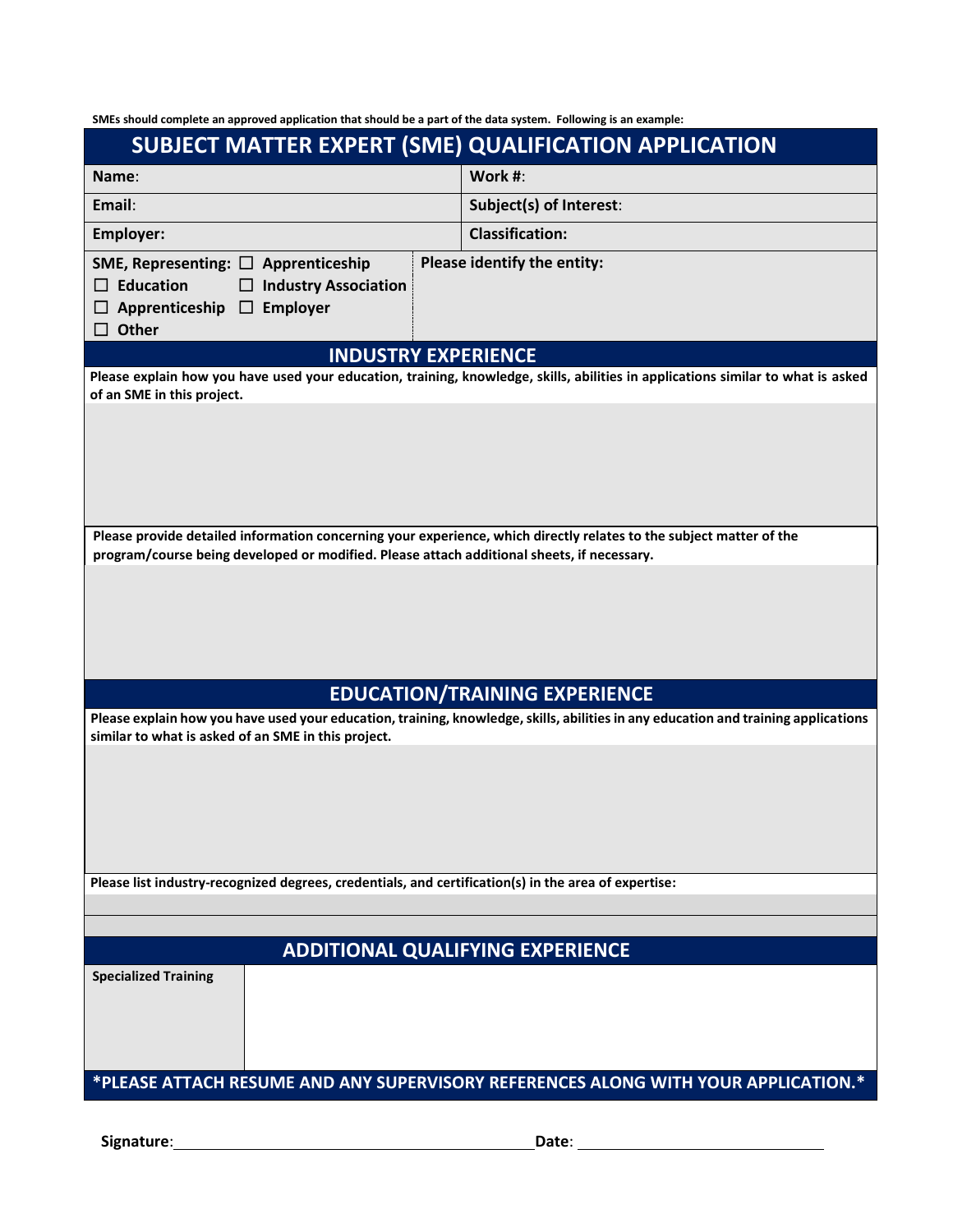**SMEs should complete an approved application that should be a part of the data system. Following is an example:**

# SUBJECT MATTER EXPERT (SME) QUALIFICATION APPLICATION

| | |
|---|---|
| **Name**: | **Work #**: |
| **Email**: | **Subject(s) of Interest**: |
| **Employer:** | **Classification:** |
| **SME, Representing:** ☐ **Apprenticeship** ☐ **Education** ☐ **Industry Association** ☐ **Apprenticeship** ☐ **Employer** ☐ **Other** | **Please identify the entity:** |

## INDUSTRY EXPERIENCE

**Please explain how you have used your education, training, knowledge, skills, abilities in applications similar to what is asked of an SME in this project.**

**Please provide detailed information concerning your experience, which directly relates to the subject matter of the program/course being developed or modified. Please attach additional sheets, if necessary.**

## EDUCATION/TRAINING EXPERIENCE

**Please explain how you have used your education, training, knowledge, skills, abilities in any education and training applications similar to what is asked of an SME in this project.**

**Please list industry-recognized degrees, credentials, and certification(s) in the area of expertise:**

## ADDITIONAL QUALIFYING EXPERIENCE

| | |
|---|---|
| **Specialized Training** | |

**\*PLEASE ATTACH RESUME AND ANY SUPERVISORY REFERENCES ALONG WITH YOUR APPLICATION.\***

**Signature**: ______________________________ **Date**: ____________________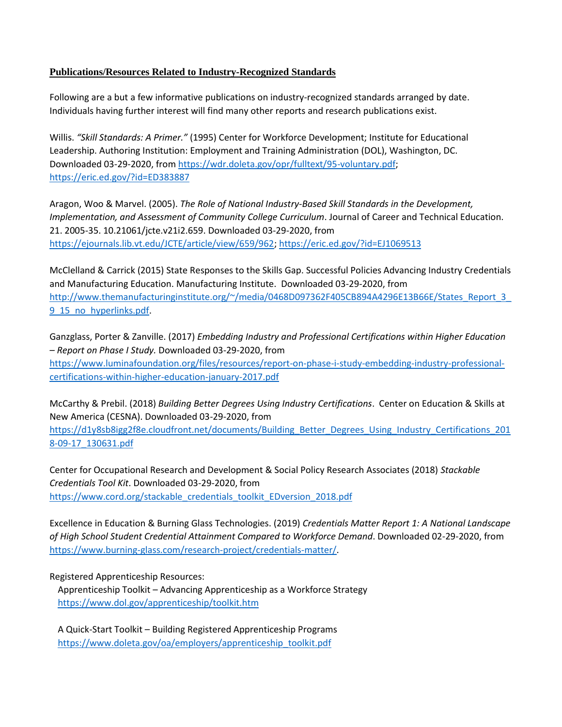**Publications/Resources Related to Industry-Recognized Standards**

Following are a but a few informative publications on industry-recognized standards arranged by date. Individuals having further interest will find many other reports and research publications exist.

Willis. *"Skill Standards: A Primer."* (1995) Center for Workforce Development; Institute for Educational Leadership. Authoring Institution: Employment and Training Administration (DOL), Washington, DC. Downloaded 03-29-2020, from https://wdr.doleta.gov/opr/fulltext/95-voluntary.pdf; https://eric.ed.gov/?id=ED383887

Aragon, Woo & Marvel. (2005). *The Role of National Industry-Based Skill Standards in the Development, Implementation, and Assessment of Community College Curriculum*. Journal of Career and Technical Education. 21. 2005-35. 10.21061/jcte.v21i2.659. Downloaded 03-29-2020, from https://ejournals.lib.vt.edu/JCTE/article/view/659/962; https://eric.ed.gov/?id=EJ1069513

McClelland & Carrick (2015) State Responses to the Skills Gap. Successful Policies Advancing Industry Credentials and Manufacturing Education. Manufacturing Institute. Downloaded 03-29-2020, from http://www.themanufacturinginstitute.org/~/media/0468D097362F405CB894A4296E13B66E/States_Report_3_9_15_no_hyperlinks.pdf.

Ganzglass, Porter & Zanville. (2017) *Embedding Industry and Professional Certifications within Higher Education – Report on Phase I Study.* Downloaded 03-29-2020, from https://www.luminafoundation.org/files/resources/report-on-phase-i-study-embedding-industry-professional-certifications-within-higher-education-january-2017.pdf

McCarthy & Prebil. (2018) *Building Better Degrees Using Industry Certifications*. Center on Education & Skills at New America (CESNA). Downloaded 03-29-2020, from https://d1y8sb8igg2f8e.cloudfront.net/documents/Building_Better_Degrees_Using_Industry_Certifications_2018-09-17_130631.pdf

Center for Occupational Research and Development & Social Policy Research Associates (2018) *Stackable Credentials Tool Kit*. Downloaded 03-29-2020, from https://www.cord.org/stackable_credentials_toolkit_EDversion_2018.pdf

Excellence in Education & Burning Glass Technologies. (2019) *Credentials Matter Report 1: A National Landscape of High School Student Credential Attainment Compared to Workforce Demand*. Downloaded 02-29-2020, from https://www.burning-glass.com/research-project/credentials-matter/.

Registered Apprenticeship Resources:

Apprenticeship Toolkit – Advancing Apprenticeship as a Workforce Strategy
https://www.dol.gov/apprenticeship/toolkit.htm

A Quick-Start Toolkit – Building Registered Apprenticeship Programs
https://www.doleta.gov/oa/employers/apprenticeship_toolkit.pdf